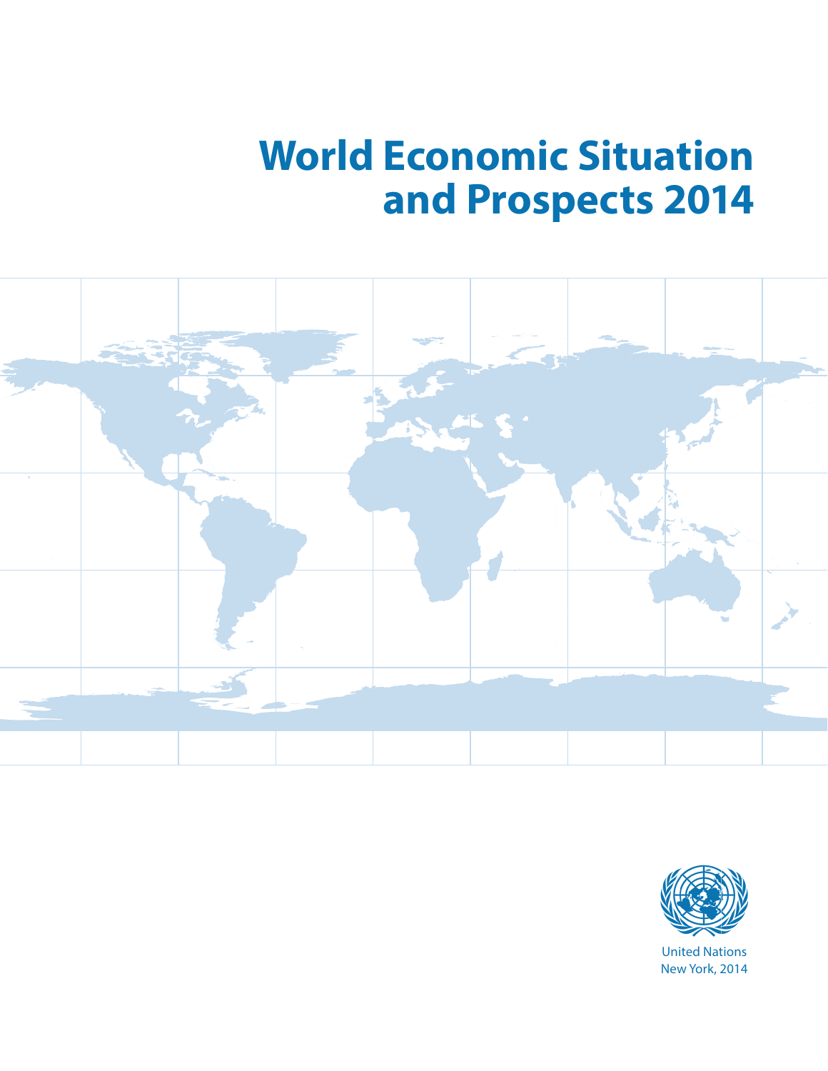# World Economic Situation and Prospects 2014

United Nations
New York, 2014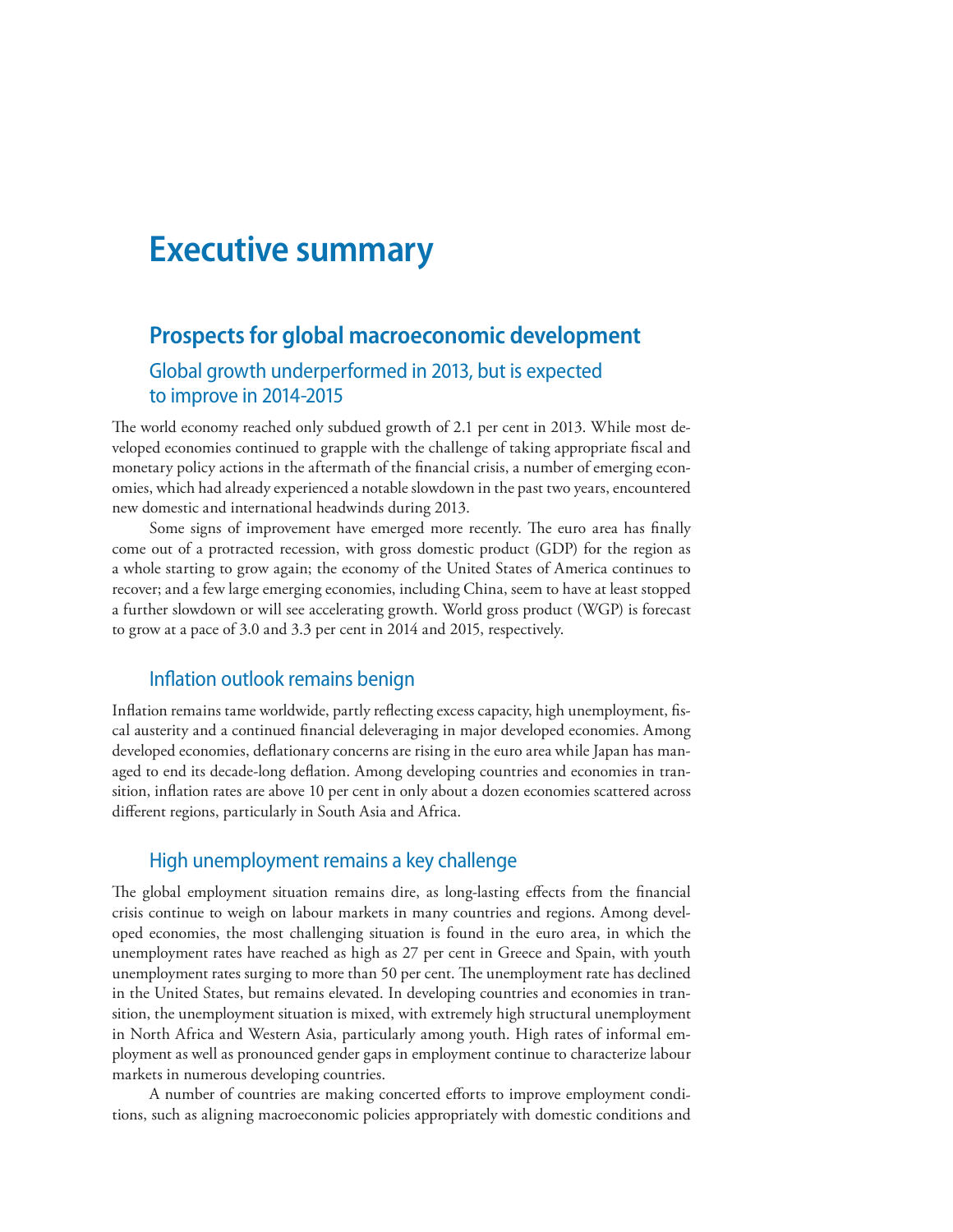# Executive summary

## Prospects for global macroeconomic development

### Global growth underperformed in 2013, but is expected to improve in 2014-2015

The world economy reached only subdued growth of 2.1 per cent in 2013. While most developed economies continued to grapple with the challenge of taking appropriate fiscal and monetary policy actions in the aftermath of the financial crisis, a number of emerging economies, which had already experienced a notable slowdown in the past two years, encountered new domestic and international headwinds during 2013.

Some signs of improvement have emerged more recently. The euro area has finally come out of a protracted recession, with gross domestic product (GDP) for the region as a whole starting to grow again; the economy of the United States of America continues to recover; and a few large emerging economies, including China, seem to have at least stopped a further slowdown or will see accelerating growth. World gross product (WGP) is forecast to grow at a pace of 3.0 and 3.3 per cent in 2014 and 2015, respectively.

### Inflation outlook remains benign

Inflation remains tame worldwide, partly reflecting excess capacity, high unemployment, fiscal austerity and a continued financial deleveraging in major developed economies. Among developed economies, deflationary concerns are rising in the euro area while Japan has managed to end its decade-long deflation. Among developing countries and economies in transition, inflation rates are above 10 per cent in only about a dozen economies scattered across different regions, particularly in South Asia and Africa.

### High unemployment remains a key challenge

The global employment situation remains dire, as long-lasting effects from the financial crisis continue to weigh on labour markets in many countries and regions. Among developed economies, the most challenging situation is found in the euro area, in which the unemployment rates have reached as high as 27 per cent in Greece and Spain, with youth unemployment rates surging to more than 50 per cent. The unemployment rate has declined in the United States, but remains elevated. In developing countries and economies in transition, the unemployment situation is mixed, with extremely high structural unemployment in North Africa and Western Asia, particularly among youth. High rates of informal employment as well as pronounced gender gaps in employment continue to characterize labour markets in numerous developing countries.

A number of countries are making concerted efforts to improve employment conditions, such as aligning macroeconomic policies appropriately with domestic conditions and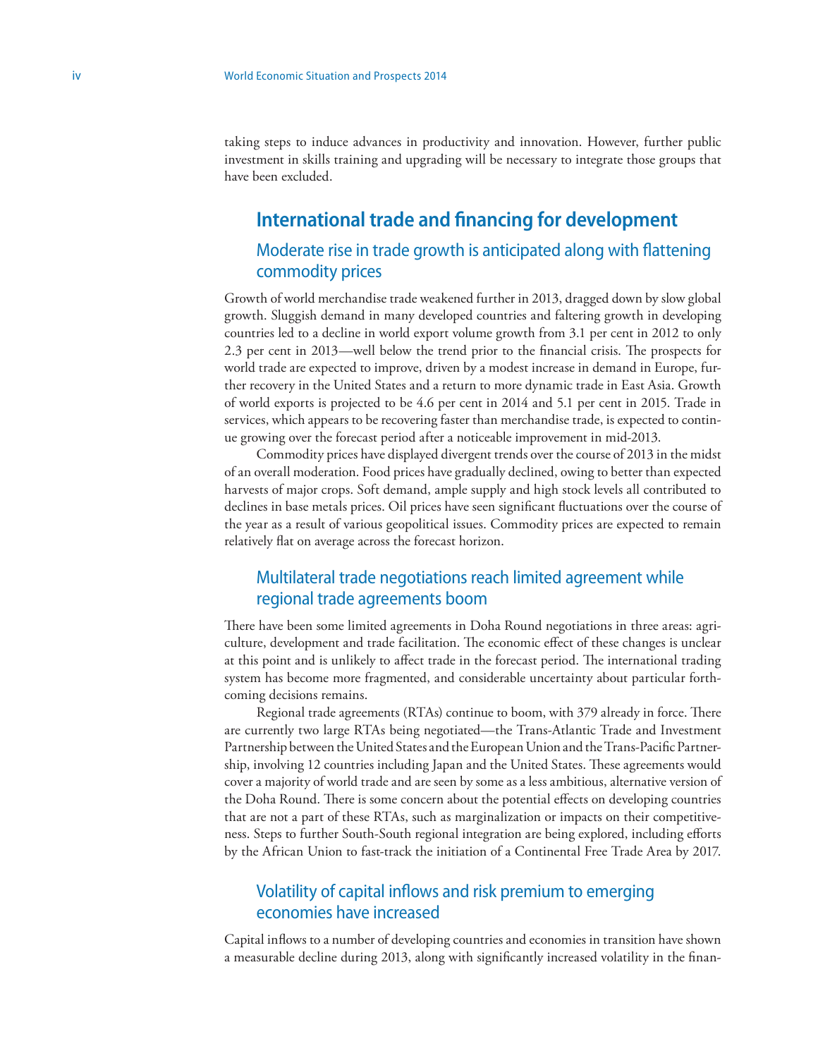taking steps to induce advances in productivity and innovation. However, further public investment in skills training and upgrading will be necessary to integrate those groups that have been excluded.

## International trade and financing for development

### Moderate rise in trade growth is anticipated along with flattening commodity prices

Growth of world merchandise trade weakened further in 2013, dragged down by slow global growth. Sluggish demand in many developed countries and faltering growth in developing countries led to a decline in world export volume growth from 3.1 per cent in 2012 to only 2.3 per cent in 2013—well below the trend prior to the financial crisis. The prospects for world trade are expected to improve, driven by a modest increase in demand in Europe, further recovery in the United States and a return to more dynamic trade in East Asia. Growth of world exports is projected to be 4.6 per cent in 2014 and 5.1 per cent in 2015. Trade in services, which appears to be recovering faster than merchandise trade, is expected to continue growing over the forecast period after a noticeable improvement in mid-2013.

Commodity prices have displayed divergent trends over the course of 2013 in the midst of an overall moderation. Food prices have gradually declined, owing to better than expected harvests of major crops. Soft demand, ample supply and high stock levels all contributed to declines in base metals prices. Oil prices have seen significant fluctuations over the course of the year as a result of various geopolitical issues. Commodity prices are expected to remain relatively flat on average across the forecast horizon.

### Multilateral trade negotiations reach limited agreement while regional trade agreements boom

There have been some limited agreements in Doha Round negotiations in three areas: agriculture, development and trade facilitation. The economic effect of these changes is unclear at this point and is unlikely to affect trade in the forecast period. The international trading system has become more fragmented, and considerable uncertainty about particular forthcoming decisions remains.

Regional trade agreements (RTAs) continue to boom, with 379 already in force. There are currently two large RTAs being negotiated—the Trans-Atlantic Trade and Investment Partnership between the United States and the European Union and the Trans-Pacific Partnership, involving 12 countries including Japan and the United States. These agreements would cover a majority of world trade and are seen by some as a less ambitious, alternative version of the Doha Round. There is some concern about the potential effects on developing countries that are not a part of these RTAs, such as marginalization or impacts on their competitiveness. Steps to further South-South regional integration are being explored, including efforts by the African Union to fast-track the initiation of a Continental Free Trade Area by 2017.

### Volatility of capital inflows and risk premium to emerging economies have increased

Capital inflows to a number of developing countries and economies in transition have shown a measurable decline during 2013, along with significantly increased volatility in the finan-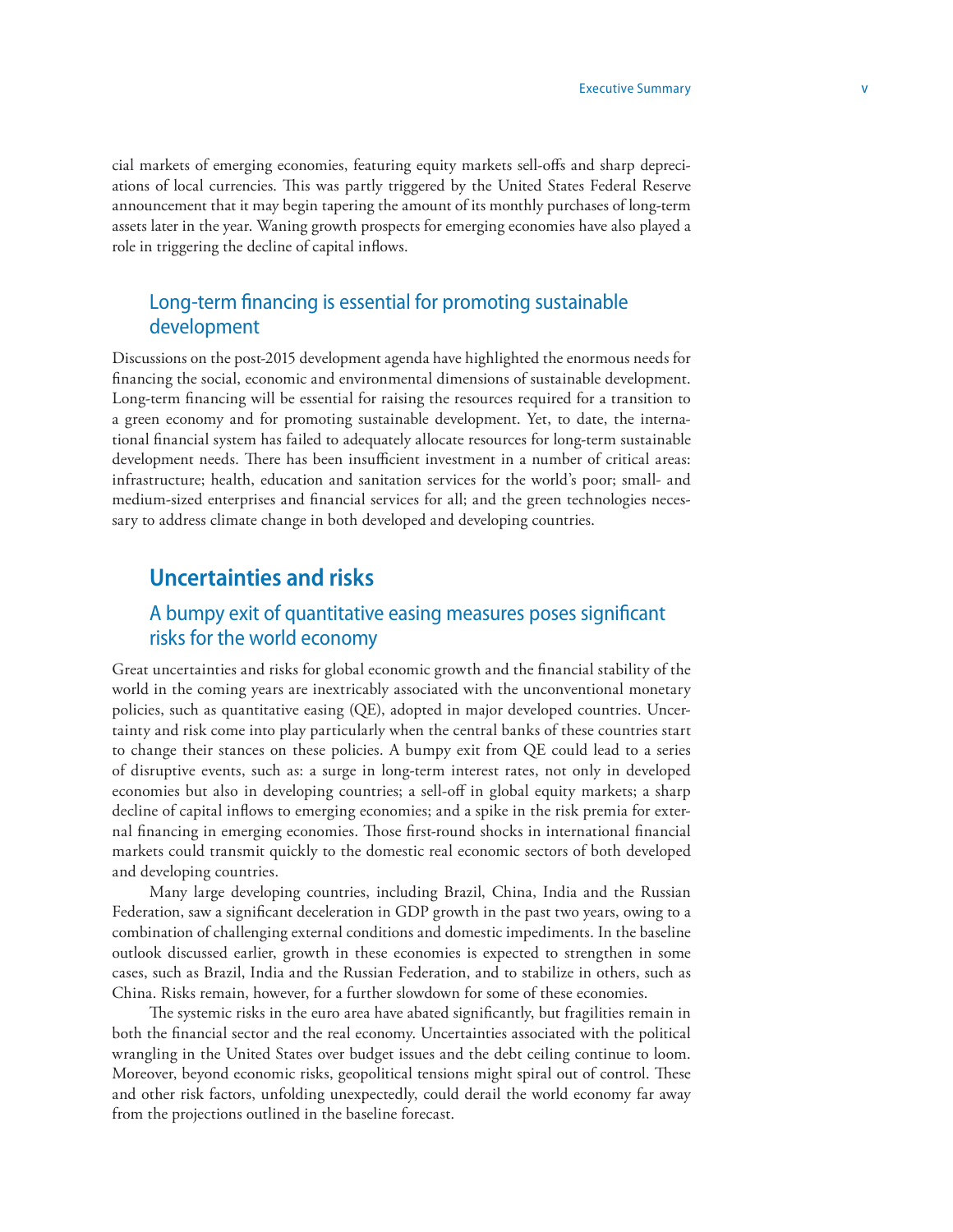cial markets of emerging economies, featuring equity markets sell-offs and sharp depreciations of local currencies. This was partly triggered by the United States Federal Reserve announcement that it may begin tapering the amount of its monthly purchases of long-term assets later in the year. Waning growth prospects for emerging economies have also played a role in triggering the decline of capital inflows.

### Long-term financing is essential for promoting sustainable development

Discussions on the post-2015 development agenda have highlighted the enormous needs for financing the social, economic and environmental dimensions of sustainable development. Long-term financing will be essential for raising the resources required for a transition to a green economy and for promoting sustainable development. Yet, to date, the international financial system has failed to adequately allocate resources for long-term sustainable development needs. There has been insufficient investment in a number of critical areas: infrastructure; health, education and sanitation services for the world's poor; small- and medium-sized enterprises and financial services for all; and the green technologies necessary to address climate change in both developed and developing countries.

## Uncertainties and risks

### A bumpy exit of quantitative easing measures poses significant risks for the world economy

Great uncertainties and risks for global economic growth and the financial stability of the world in the coming years are inextricably associated with the unconventional monetary policies, such as quantitative easing (QE), adopted in major developed countries. Uncertainty and risk come into play particularly when the central banks of these countries start to change their stances on these policies. A bumpy exit from QE could lead to a series of disruptive events, such as: a surge in long-term interest rates, not only in developed economies but also in developing countries; a sell-off in global equity markets; a sharp decline of capital inflows to emerging economies; and a spike in the risk premia for external financing in emerging economies. Those first-round shocks in international financial markets could transmit quickly to the domestic real economic sectors of both developed and developing countries.

Many large developing countries, including Brazil, China, India and the Russian Federation, saw a significant deceleration in GDP growth in the past two years, owing to a combination of challenging external conditions and domestic impediments. In the baseline outlook discussed earlier, growth in these economies is expected to strengthen in some cases, such as Brazil, India and the Russian Federation, and to stabilize in others, such as China. Risks remain, however, for a further slowdown for some of these economies.

The systemic risks in the euro area have abated significantly, but fragilities remain in both the financial sector and the real economy. Uncertainties associated with the political wrangling in the United States over budget issues and the debt ceiling continue to loom. Moreover, beyond economic risks, geopolitical tensions might spiral out of control. These and other risk factors, unfolding unexpectedly, could derail the world economy far away from the projections outlined in the baseline forecast.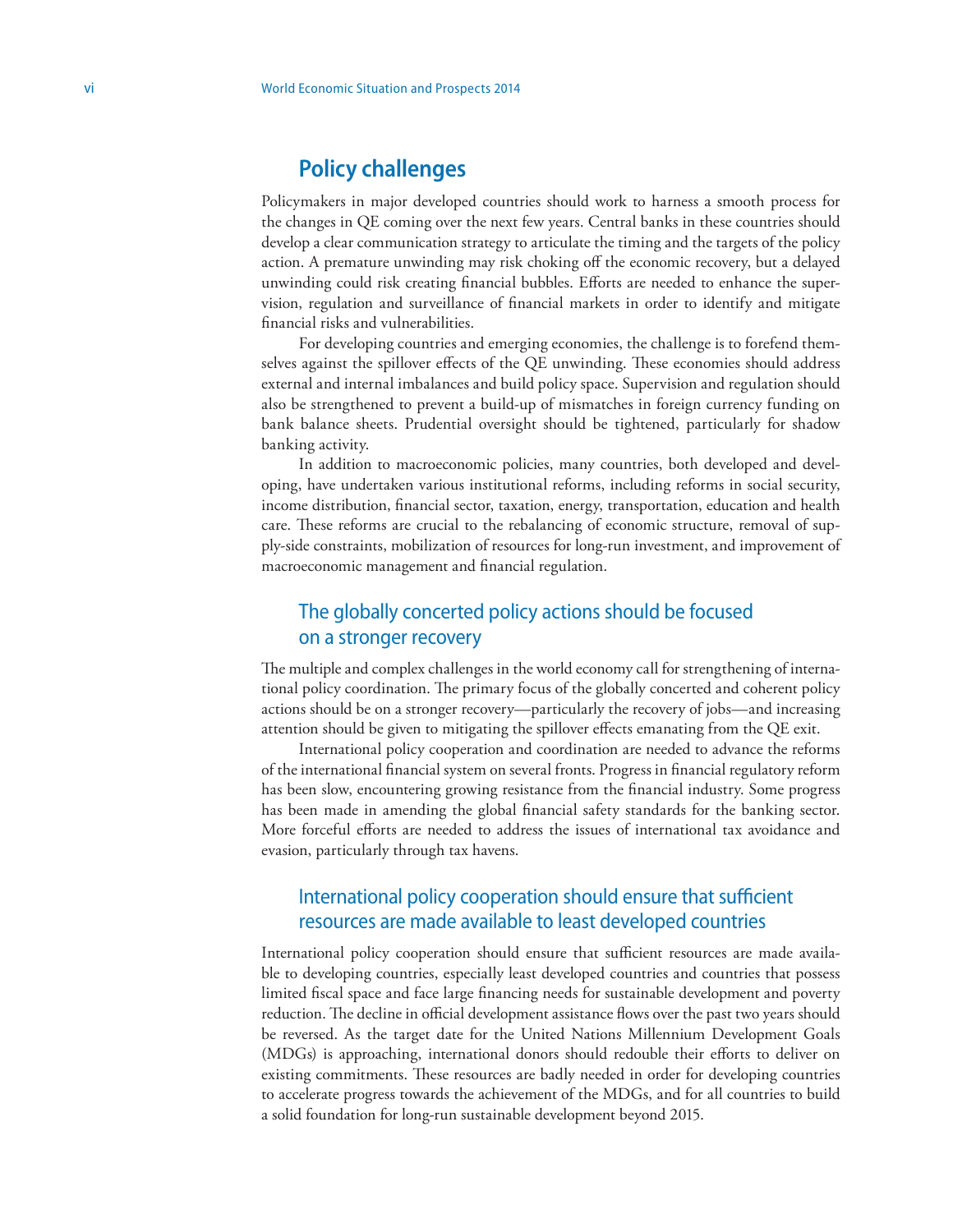## Policy challenges

Policymakers in major developed countries should work to harness a smooth process for the changes in QE coming over the next few years. Central banks in these countries should develop a clear communication strategy to articulate the timing and the targets of the policy action. A premature unwinding may risk choking off the economic recovery, but a delayed unwinding could risk creating financial bubbles. Efforts are needed to enhance the supervision, regulation and surveillance of financial markets in order to identify and mitigate financial risks and vulnerabilities.

For developing countries and emerging economies, the challenge is to forefend themselves against the spillover effects of the QE unwinding. These economies should address external and internal imbalances and build policy space. Supervision and regulation should also be strengthened to prevent a build-up of mismatches in foreign currency funding on bank balance sheets. Prudential oversight should be tightened, particularly for shadow banking activity.

In addition to macroeconomic policies, many countries, both developed and developing, have undertaken various institutional reforms, including reforms in social security, income distribution, financial sector, taxation, energy, transportation, education and health care. These reforms are crucial to the rebalancing of economic structure, removal of supply-side constraints, mobilization of resources for long-run investment, and improvement of macroeconomic management and financial regulation.

### The globally concerted policy actions should be focused on a stronger recovery

The multiple and complex challenges in the world economy call for strengthening of international policy coordination. The primary focus of the globally concerted and coherent policy actions should be on a stronger recovery—particularly the recovery of jobs—and increasing attention should be given to mitigating the spillover effects emanating from the QE exit.

International policy cooperation and coordination are needed to advance the reforms of the international financial system on several fronts. Progress in financial regulatory reform has been slow, encountering growing resistance from the financial industry. Some progress has been made in amending the global financial safety standards for the banking sector. More forceful efforts are needed to address the issues of international tax avoidance and evasion, particularly through tax havens.

### International policy cooperation should ensure that sufficient resources are made available to least developed countries

International policy cooperation should ensure that sufficient resources are made available to developing countries, especially least developed countries and countries that possess limited fiscal space and face large financing needs for sustainable development and poverty reduction. The decline in official development assistance flows over the past two years should be reversed. As the target date for the United Nations Millennium Development Goals (MDGs) is approaching, international donors should redouble their efforts to deliver on existing commitments. These resources are badly needed in order for developing countries to accelerate progress towards the achievement of the MDGs, and for all countries to build a solid foundation for long-run sustainable development beyond 2015.